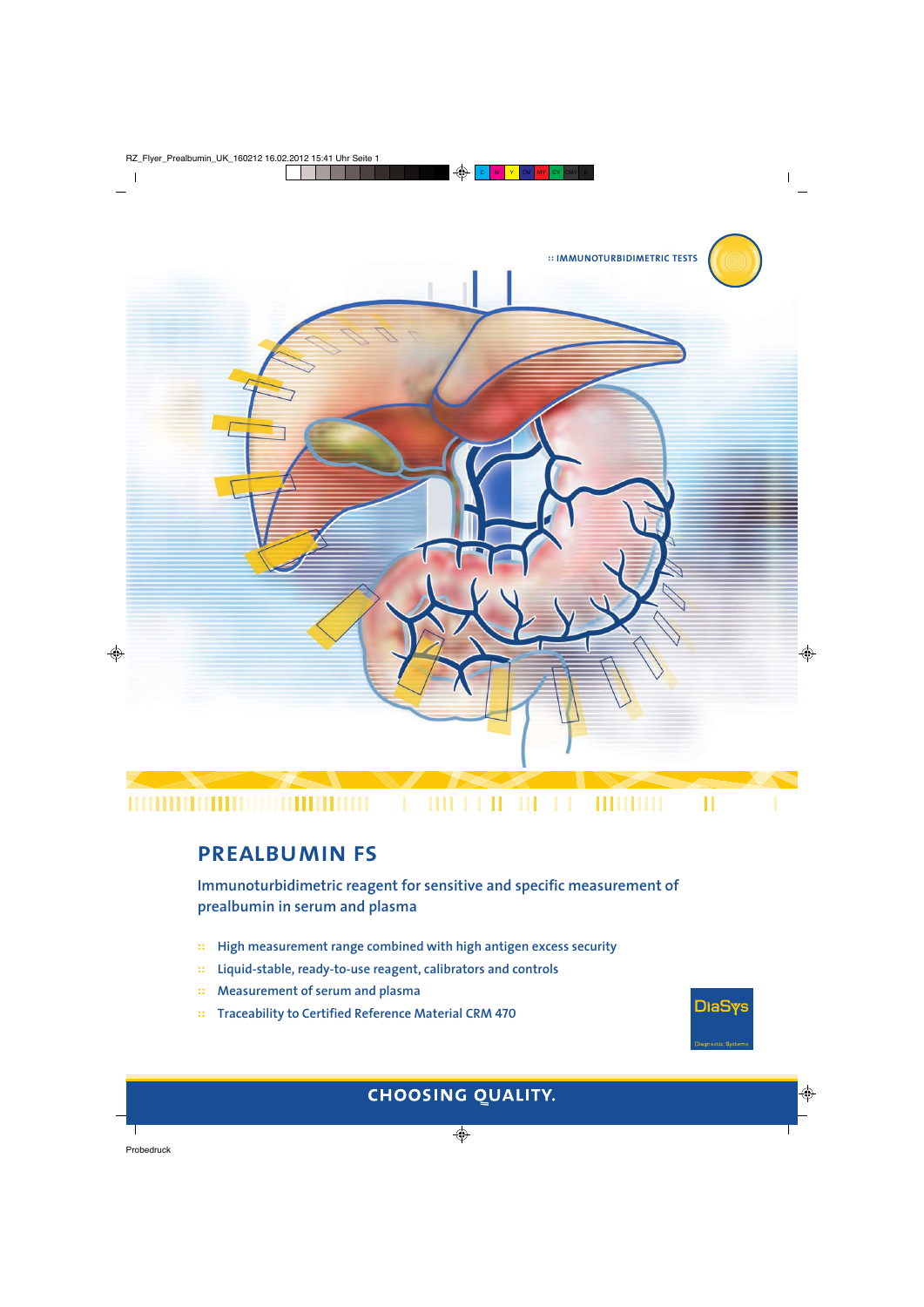:: IMMUNOTURBIDIMETRIC TESTS

# PREALBUMIN FS

## Immunoturbidimetric reagent for sensitive and specific measurement of prealbumin in serum and plasma

- High measurement range combined with high antigen excess security
- Liquid-stable, ready-to-use reagent, calibrators and controls
- Measurement of serum and plasma
- Traceability to Certified Reference Material CRM 470

DiaSys Diagnostic Systems

CHOOSING QUALITY.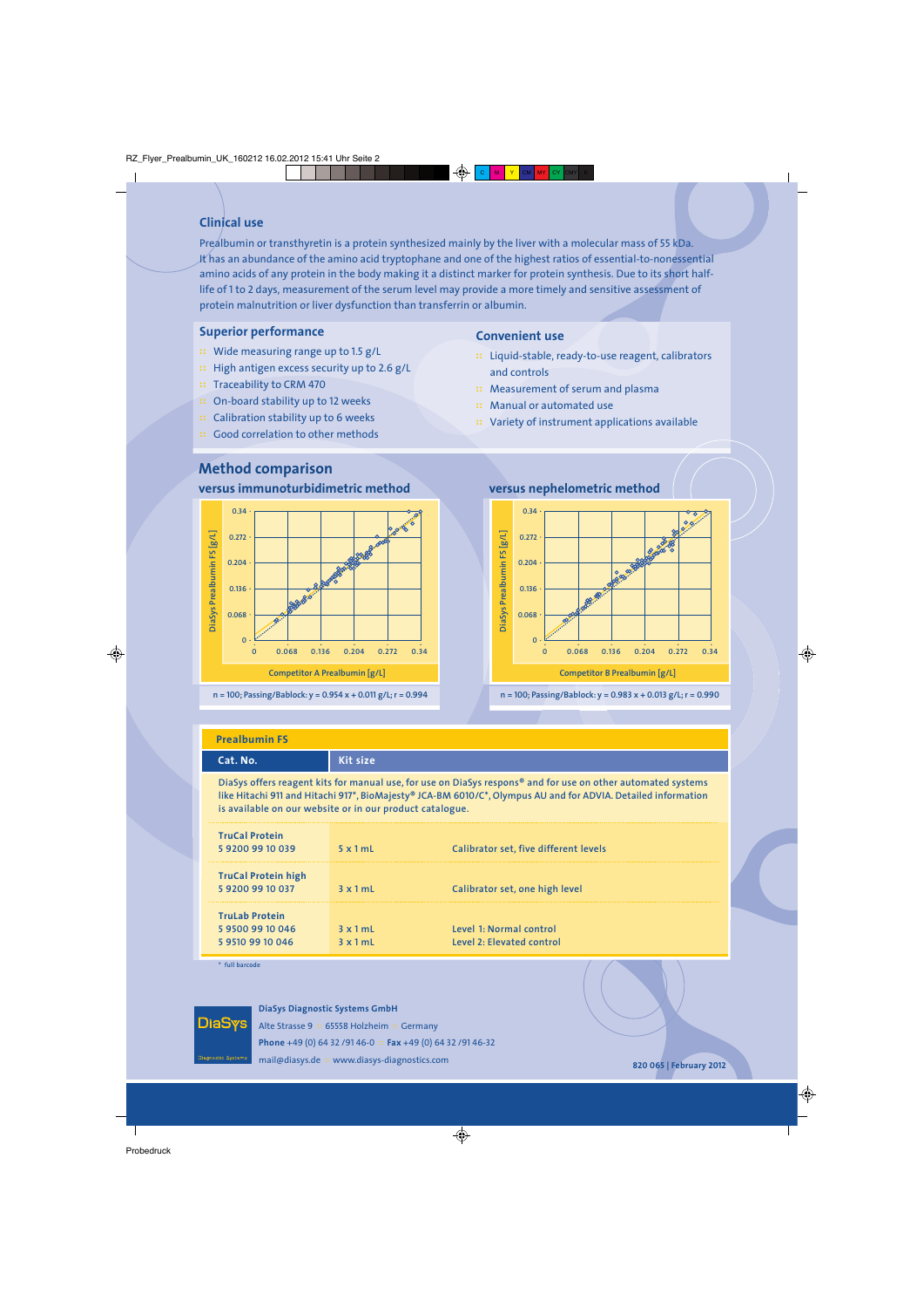## Clinical use

Prealbumin or transthyretin is a protein synthesized mainly by the liver with a molecular mass of 55 kDa. It has an abundance of the amino acid tryptophane and one of the highest ratios of essential-to-nonessential amino acids of any protein in the body making it a distinct marker for protein synthesis. Due to its short half-life of 1 to 2 days, measurement of the serum level may provide a more timely and sensitive assessment of protein malnutrition or liver dysfunction than transferrin or albumin.

## Superior performance

- Wide measuring range up to 1.5 g/L
- High antigen excess security up to 2.6 g/L
- Traceability to CRM 470
- On-board stability up to 12 weeks
- Calibration stability up to 6 weeks
- Good correlation to other methods

## Convenient use

- Liquid-stable, ready-to-use reagent, calibrators and controls
- Measurement of serum and plasma
- Manual or automated use
- Variety of instrument applications available

## Method comparison

### versus immunoturbidimetric method

DiaSys Prealbumin FS [g/L]

0.34
0.272
0.204
0.136
0.068
0

0 0.068 0.136 0.204 0.272 0.34

Competitor A Prealbumin [g/L]

n = 100; Passing/Bablock: y = 0.954 x + 0.011 g/L; r = 0.994

### versus nephelometric method

DiaSys Prealbumin FS [g/L]

0.34
0.272
0.204
0.136
0.068
0

0 0.068 0.136 0.204 0.272 0.34

Competitor B Prealbumin [g/L]

n = 100; Passing/Bablock: y = 0.983 x + 0.013 g/L; r = 0.990

**Prealbumin FS**

| Cat. No. | Kit size | |
|---|---|---|
| DiaSys offers reagent kits for manual use, for use on DiaSys respons® and for use on other automated systems like Hitachi 911 and Hitachi 917*, BioMajesty® JCA-BM 6010/C*, Olympus AU and for ADVIA. Detailed information is available on our website or in our product catalogue. | | |
| **TruCal Protein**<br>5 9200 99 10 039 | 5 x 1 mL | Calibrator set, five different levels |
| **TruCal Protein high**<br>5 9200 99 10 037 | 3 x 1 mL | Calibrator set, one high level |
| **TruLab Protein**<br>5 9500 99 10 046<br>5 9510 99 10 046 | <br>3 x 1 mL<br>3 x 1 mL | <br>Level 1: Normal control<br>Level 2: Elevated control |

\* full barcode

**DiaSys Diagnostic Systems GmbH**
Alte Strasse 9 · 65558 Holzheim · Germany
**Phone** +49 (0) 64 32 /91 46-0 · **Fax** +49 (0) 64 32 /91 46-32
mail@diasys.de · www.diasys-diagnostics.com

820 065 | February 2012